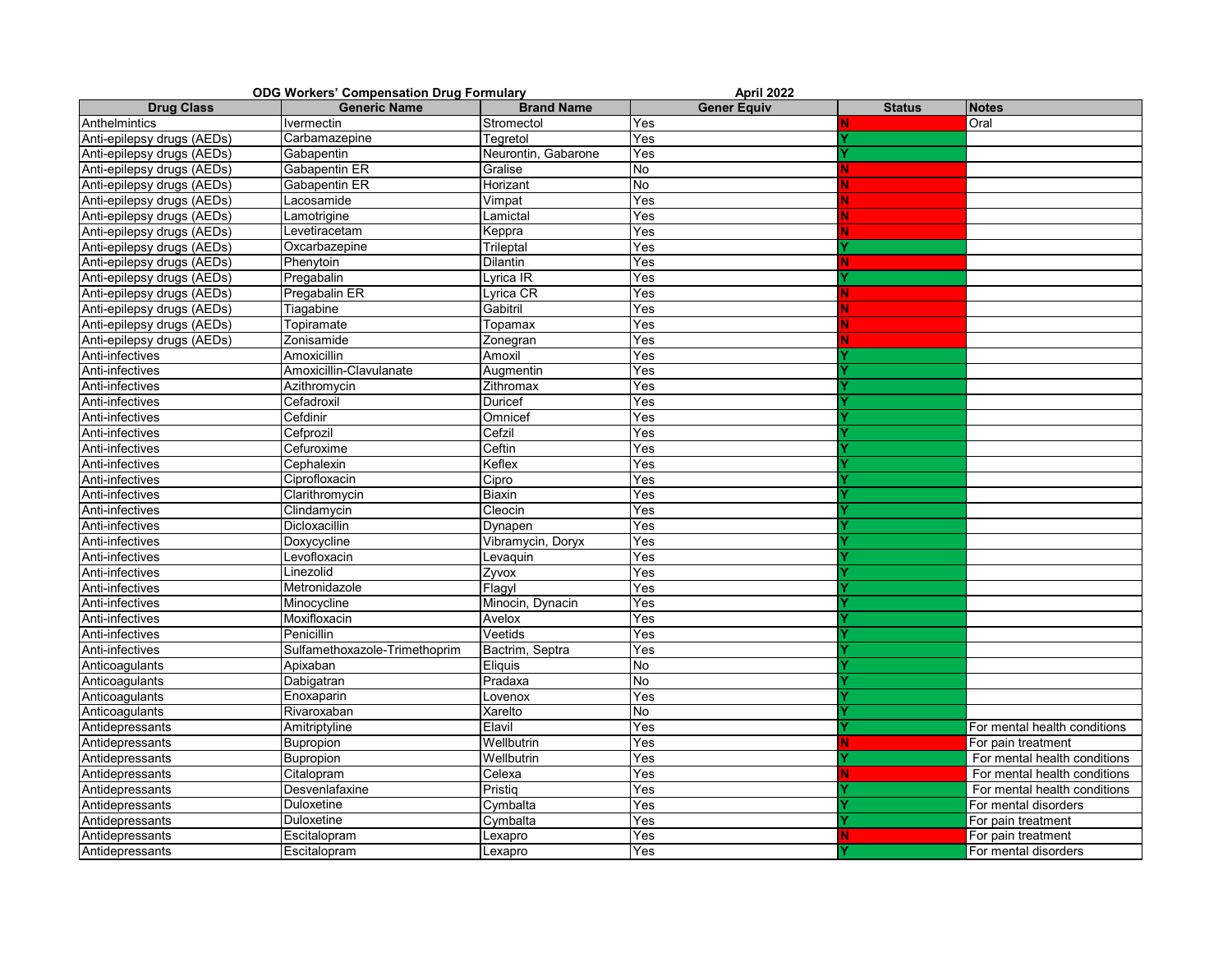**ODG Workers' Compensation Drug Formulary** April 2022

| Drug Class | Generic Name | Brand Name | Gener Equiv | Status | Notes |
|---|---|---|---|---|---|
| Anthelmintics | Ivermectin | Stromectol | Yes | N | Oral |
| Anti-epilepsy drugs (AEDs) | Carbamazepine | Tegretol | Yes | Y | |
| Anti-epilepsy drugs (AEDs) | Gabapentin | Neurontin, Gabarone | Yes | Y | |
| Anti-epilepsy drugs (AEDs) | Gabapentin ER | Gralise | No | N | |
| Anti-epilepsy drugs (AEDs) | Gabapentin ER | Horizant | No | N | |
| Anti-epilepsy drugs (AEDs) | Lacosamide | Vimpat | Yes | N | |
| Anti-epilepsy drugs (AEDs) | Lamotrigine | Lamictal | Yes | N | |
| Anti-epilepsy drugs (AEDs) | Levetiracetam | Keppra | Yes | N | |
| Anti-epilepsy drugs (AEDs) | Oxcarbazepine | Trileptal | Yes | Y | |
| Anti-epilepsy drugs (AEDs) | Phenytoin | Dilantin | Yes | N | |
| Anti-epilepsy drugs (AEDs) | Pregabalin | Lyrica IR | Yes | Y | |
| Anti-epilepsy drugs (AEDs) | Pregabalin ER | Lyrica CR | Yes | N | |
| Anti-epilepsy drugs (AEDs) | Tiagabine | Gabitril | Yes | N | |
| Anti-epilepsy drugs (AEDs) | Topiramate | Topamax | Yes | N | |
| Anti-epilepsy drugs (AEDs) | Zonisamide | Zonegran | Yes | N | |
| Anti-infectives | Amoxicillin | Amoxil | Yes | Y | |
| Anti-infectives | Amoxicillin-Clavulanate | Augmentin | Yes | Y | |
| Anti-infectives | Azithromycin | Zithromax | Yes | Y | |
| Anti-infectives | Cefadroxil | Duricef | Yes | Y | |
| Anti-infectives | Cefdinir | Omnicef | Yes | Y | |
| Anti-infectives | Cefprozil | Cefzil | Yes | Y | |
| Anti-infectives | Cefuroxime | Ceftin | Yes | Y | |
| Anti-infectives | Cephalexin | Keflex | Yes | Y | |
| Anti-infectives | Ciprofloxacin | Cipro | Yes | Y | |
| Anti-infectives | Clarithromycin | Biaxin | Yes | Y | |
| Anti-infectives | Clindamycin | Cleocin | Yes | Y | |
| Anti-infectives | Dicloxacillin | Dynapen | Yes | Y | |
| Anti-infectives | Doxycycline | Vibramycin, Doryx | Yes | Y | |
| Anti-infectives | Levofloxacin | Levaquin | Yes | Y | |
| Anti-infectives | Linezolid | Zyvox | Yes | Y | |
| Anti-infectives | Metronidazole | Flagyl | Yes | Y | |
| Anti-infectives | Minocycline | Minocin, Dynacin | Yes | Y | |
| Anti-infectives | Moxifloxacin | Avelox | Yes | Y | |
| Anti-infectives | Penicillin | Veetids | Yes | Y | |
| Anti-infectives | Sulfamethoxazole-Trimethoprim | Bactrim, Septra | Yes | Y | |
| Anticoagulants | Apixaban | Eliquis | No | Y | |
| Anticoagulants | Dabigatran | Pradaxa | No | Y | |
| Anticoagulants | Enoxaparin | Lovenox | Yes | Y | |
| Anticoagulants | Rivaroxaban | Xarelto | No | Y | |
| Antidepressants | Amitriptyline | Elavil | Yes | Y | For mental health conditions |
| Antidepressants | Bupropion | Wellbutrin | Yes | N | For pain treatment |
| Antidepressants | Bupropion | Wellbutrin | Yes | Y | For mental health conditions |
| Antidepressants | Citalopram | Celexa | Yes | N | For mental health conditions |
| Antidepressants | Desvenlafaxine | Pristiq | Yes | Y | For mental health conditions |
| Antidepressants | Duloxetine | Cymbalta | Yes | Y | For mental disorders |
| Antidepressants | Duloxetine | Cymbalta | Yes | Y | For pain treatment |
| Antidepressants | Escitalopram | Lexapro | Yes | N | For pain treatment |
| Antidepressants | Escitalopram | Lexapro | Yes | Y | For mental disorders |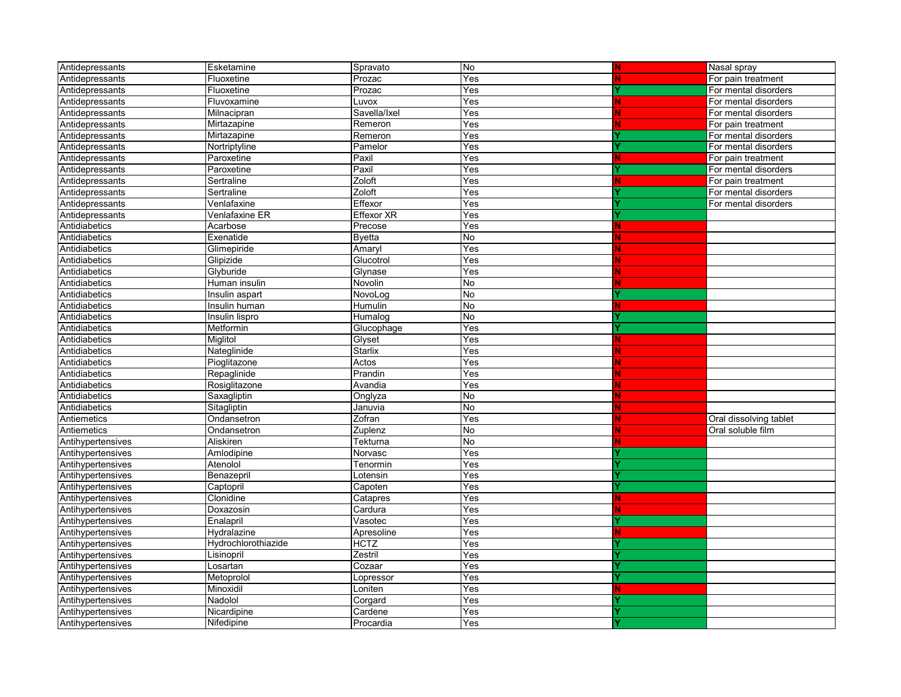| Antidepressants | Esketamine | Spravato | No | N | Nasal spray |
|---|---|---|---|---|---|
| Antidepressants | Fluoxetine | Prozac | Yes | N | For pain treatment |
| Antidepressants | Fluoxetine | Prozac | Yes | Y | For mental disorders |
| Antidepressants | Fluvoxamine | Luvox | Yes | N | For mental disorders |
| Antidepressants | Milnacipran | Savella/Ixel | Yes | N | For mental disorders |
| Antidepressants | Mirtazapine | Remeron | Yes | N | For pain treatment |
| Antidepressants | Mirtazapine | Remeron | Yes | Y | For mental disorders |
| Antidepressants | Nortriptyline | Pamelor | Yes | Y | For mental disorders |
| Antidepressants | Paroxetine | Paxil | Yes | N | For pain treatment |
| Antidepressants | Paroxetine | Paxil | Yes | Y | For mental disorders |
| Antidepressants | Sertraline | Zoloft | Yes | N | For pain treatment |
| Antidepressants | Sertraline | Zoloft | Yes | Y | For mental disorders |
| Antidepressants | Venlafaxine | Effexor | Yes | Y | For mental disorders |
| Antidepressants | Venlafaxine ER | Effexor XR | Yes | Y | |
| Antidiabetics | Acarbose | Precose | Yes | N | |
| Antidiabetics | Exenatide | Byetta | No | N | |
| Antidiabetics | Glimepiride | Amaryl | Yes | N | |
| Antidiabetics | Glipizide | Glucotrol | Yes | N | |
| Antidiabetics | Glyburide | Glynase | Yes | N | |
| Antidiabetics | Human insulin | Novolin | No | N | |
| Antidiabetics | Insulin aspart | NovoLog | No | Y | |
| Antidiabetics | Insulin human | Humulin | No | N | |
| Antidiabetics | Insulin lispro | Humalog | No | Y | |
| Antidiabetics | Metformin | Glucophage | Yes | Y | |
| Antidiabetics | Miglitol | Glyset | Yes | N | |
| Antidiabetics | Nateglinide | Starlix | Yes | N | |
| Antidiabetics | Pioglitazone | Actos | Yes | N | |
| Antidiabetics | Repaglinide | Prandin | Yes | N | |
| Antidiabetics | Rosiglitazone | Avandia | Yes | N | |
| Antidiabetics | Saxagliptin | Onglyza | No | N | |
| Antidiabetics | Sitagliptin | Januvia | No | N | |
| Antiemetics | Ondansetron | Zofran | Yes | N | Oral dissolving tablet |
| Antiemetics | Ondansetron | Zuplenz | No | N | Oral soluble film |
| Antihypertensives | Aliskiren | Tekturna | No | N | |
| Antihypertensives | Amlodipine | Norvasc | Yes | Y | |
| Antihypertensives | Atenolol | Tenormin | Yes | Y | |
| Antihypertensives | Benazepril | Lotensin | Yes | Y | |
| Antihypertensives | Captopril | Capoten | Yes | Y | |
| Antihypertensives | Clonidine | Catapres | Yes | N | |
| Antihypertensives | Doxazosin | Cardura | Yes | N | |
| Antihypertensives | Enalapril | Vasotec | Yes | Y | |
| Antihypertensives | Hydralazine | Apresoline | Yes | N | |
| Antihypertensives | Hydrochlorothiazide | HCTZ | Yes | Y | |
| Antihypertensives | Lisinopril | Zestril | Yes | Y | |
| Antihypertensives | Losartan | Cozaar | Yes | Y | |
| Antihypertensives | Metoprolol | Lopressor | Yes | Y | |
| Antihypertensives | Minoxidil | Loniten | Yes | N | |
| Antihypertensives | Nadolol | Corgard | Yes | Y | |
| Antihypertensives | Nicardipine | Cardene | Yes | Y | |
| Antihypertensives | Nifedipine | Procardia | Yes | Y | |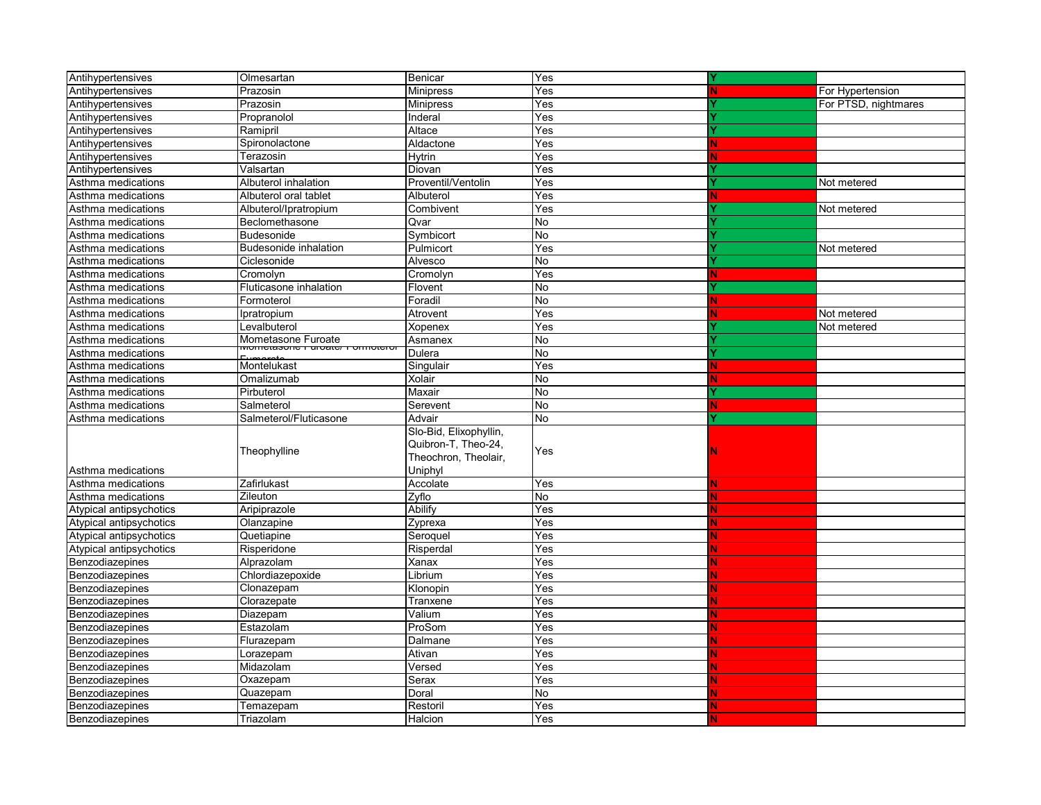| Antihypertensives | Olmesartan | Benicar | Yes | Y | |
|---|---|---|---|---|---|
| Antihypertensives | Prazosin | Minipress | Yes | N | For Hypertension |
| Antihypertensives | Prazosin | Minipress | Yes | Y | For PTSD, nightmares |
| Antihypertensives | Propranolol | Inderal | Yes | Y | |
| Antihypertensives | Ramipril | Altace | Yes | Y | |
| Antihypertensives | Spironolactone | Aldactone | Yes | N | |
| Antihypertensives | Terazosin | Hytrin | Yes | N | |
| Antihypertensives | Valsartan | Diovan | Yes | Y | |
| Asthma medications | Albuterol inhalation | Proventil/Ventolin | Yes | Y | Not metered |
| Asthma medications | Albuterol oral tablet | Albuterol | Yes | N | |
| Asthma medications | Albuterol/Ipratropium | Combivent | Yes | Y | Not metered |
| Asthma medications | Beclomethasone | Qvar | No | Y | |
| Asthma medications | Budesonide | Symbicort | No | Y | |
| Asthma medications | Budesonide inhalation | Pulmicort | Yes | Y | Not metered |
| Asthma medications | Ciclesonide | Alvesco | No | Y | |
| Asthma medications | Cromolyn | Cromolyn | Yes | N | |
| Asthma medications | Fluticasone inhalation | Flovent | No | Y | |
| Asthma medications | Formoterol | Foradil | No | N | |
| Asthma medications | Ipratropium | Atrovent | Yes | N | Not metered |
| Asthma medications | Levalbuterol | Xopenex | Yes | Y | Not metered |
| Asthma medications | Mometasone Furoate | Asmanex | No | Y | |
| Asthma medications | Mometasone Furoate/ Formoterol Fumarate | Dulera | No | Y | |
| Asthma medications | Montelukast | Singulair | Yes | N | |
| Asthma medications | Omalizumab | Xolair | No | N | |
| Asthma medications | Pirbuterol | Maxair | No | Y | |
| Asthma medications | Salmeterol | Serevent | No | N | |
| Asthma medications | Salmeterol/Fluticasone | Advair | No | Y | |
| Asthma medications | Theophylline | Slo-Bid, Elixophyllin, Quibron-T, Theo-24, Theochron, Theolair, Uniphyl | Yes | N | |
| Asthma medications | Zafirlukast | Accolate | Yes | N | |
| Asthma medications | Zileuton | Zyflo | No | N | |
| Atypical antipsychotics | Aripiprazole | Abilify | Yes | N | |
| Atypical antipsychotics | Olanzapine | Zyprexa | Yes | N | |
| Atypical antipsychotics | Quetiapine | Seroquel | Yes | N | |
| Atypical antipsychotics | Risperidone | Risperdal | Yes | N | |
| Benzodiazepines | Alprazolam | Xanax | Yes | N | |
| Benzodiazepines | Chlordiazepoxide | Librium | Yes | N | |
| Benzodiazepines | Clonazepam | Klonopin | Yes | N | |
| Benzodiazepines | Clorazepate | Tranxene | Yes | N | |
| Benzodiazepines | Diazepam | Valium | Yes | N | |
| Benzodiazepines | Estazolam | ProSom | Yes | N | |
| Benzodiazepines | Flurazepam | Dalmane | Yes | N | |
| Benzodiazepines | Lorazepam | Ativan | Yes | N | |
| Benzodiazepines | Midazolam | Versed | Yes | N | |
| Benzodiazepines | Oxazepam | Serax | Yes | N | |
| Benzodiazepines | Quazepam | Doral | No | N | |
| Benzodiazepines | Temazepam | Restoril | Yes | N | |
| Benzodiazepines | Triazolam | Halcion | Yes | N | |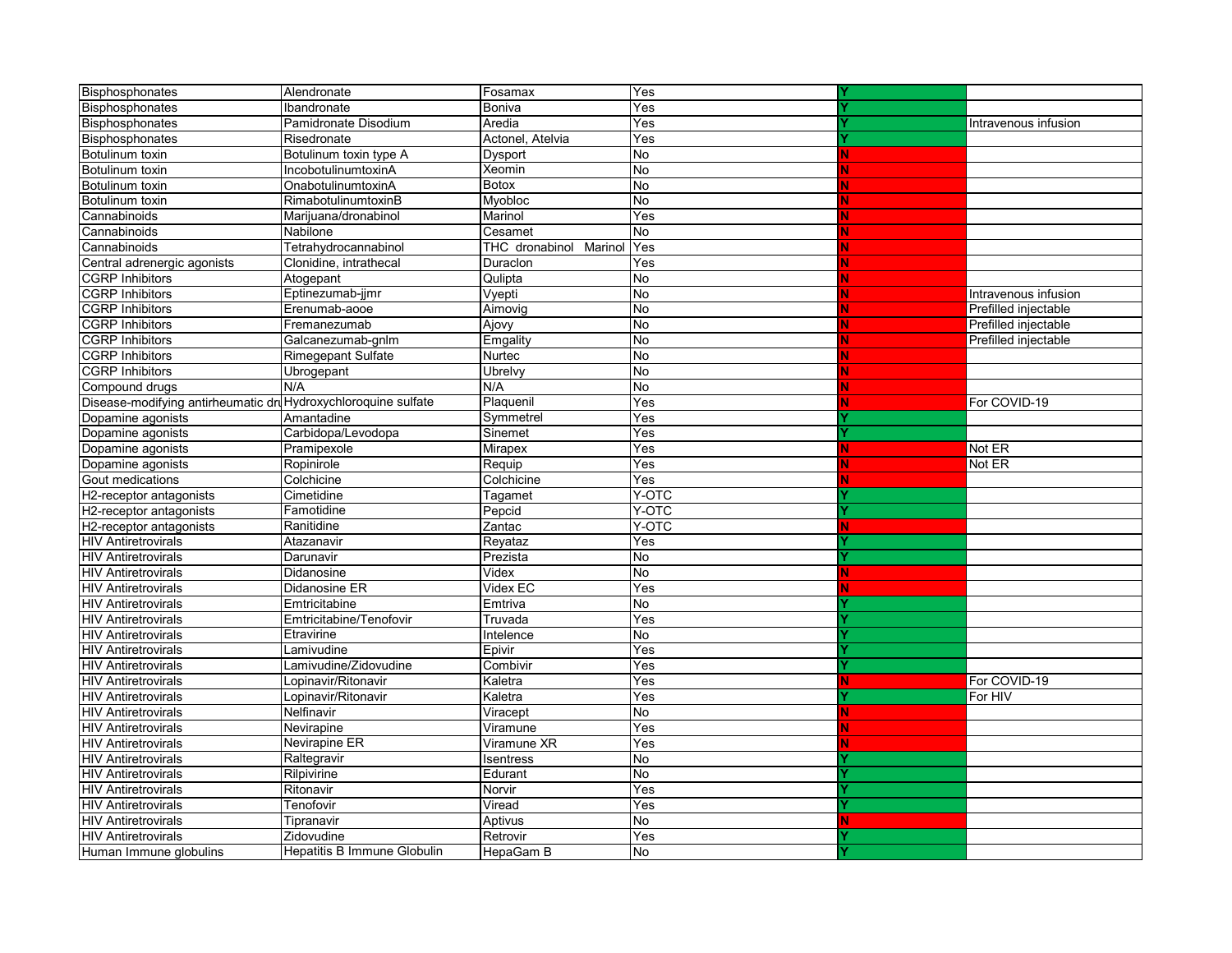| | | | | | |
|---|---|---|---|---|---|
| Bisphosphonates | Alendronate | Fosamax | Yes | Y | |
| Bisphosphonates | Ibandronate | Boniva | Yes | Y | |
| Bisphosphonates | Pamidronate Disodium | Aredia | Yes | Y | Intravenous infusion |
| Bisphosphonates | Risedronate | Actonel, Atelvia | Yes | Y | |
| Botulinum toxin | Botulinum toxin type A | Dysport | No | N | |
| Botulinum toxin | IncobotulinumtoxinA | Xeomin | No | N | |
| Botulinum toxin | OnabotulinumtoxinA | Botox | No | N | |
| Botulinum toxin | RimabotulinumtoxinB | Myobloc | No | N | |
| Cannabinoids | Marijuana/dronabinol | Marinol | Yes | N | |
| Cannabinoids | Nabilone | Cesamet | No | N | |
| Cannabinoids | Tetrahydrocannabinol | THC dronabinol Marinol | Yes | N | |
| Central adrenergic agonists | Clonidine, intrathecal | Duraclon | Yes | N | |
| CGRP Inhibitors | Atogepant | Qulipta | No | N | |
| CGRP Inhibitors | Eptinezumab-jjmr | Vyepti | No | N | Intravenous infusion |
| CGRP Inhibitors | Erenumab-aooe | Aimovig | No | N | Prefilled injectable |
| CGRP Inhibitors | Fremanezumab | Ajovy | No | N | Prefilled injectable |
| CGRP Inhibitors | Galcanezumab-gnlm | Emgality | No | N | Prefilled injectable |
| CGRP Inhibitors | Rimegepant Sulfate | Nurtec | No | N | |
| CGRP Inhibitors | Ubrogepant | Ubrelvy | No | N | |
| Compound drugs | N/A | N/A | No | N | |
| Disease-modifying antirheumatic dru | Hydroxychloroquine sulfate | Plaquenil | Yes | N | For COVID-19 |
| Dopamine agonists | Amantadine | Symmetrel | Yes | Y | |
| Dopamine agonists | Carbidopa/Levodopa | Sinemet | Yes | Y | |
| Dopamine agonists | Pramipexole | Mirapex | Yes | N | Not ER |
| Dopamine agonists | Ropinirole | Requip | Yes | N | Not ER |
| Gout medications | Colchicine | Colchicine | Yes | N | |
| H2-receptor antagonists | Cimetidine | Tagamet | Y-OTC | Y | |
| H2-receptor antagonists | Famotidine | Pepcid | Y-OTC | Y | |
| H2-receptor antagonists | Ranitidine | Zantac | Y-OTC | N | |
| HIV Antiretrovirals | Atazanavir | Reyataz | Yes | Y | |
| HIV Antiretrovirals | Darunavir | Prezista | No | Y | |
| HIV Antiretrovirals | Didanosine | Videx | No | N | |
| HIV Antiretrovirals | Didanosine ER | Videx EC | Yes | N | |
| HIV Antiretrovirals | Emtricitabine | Emtriva | No | Y | |
| HIV Antiretrovirals | Emtricitabine/Tenofovir | Truvada | Yes | Y | |
| HIV Antiretrovirals | Etravirine | Intelence | No | Y | |
| HIV Antiretrovirals | Lamivudine | Epivir | Yes | Y | |
| HIV Antiretrovirals | Lamivudine/Zidovudine | Combivir | Yes | Y | |
| HIV Antiretrovirals | Lopinavir/Ritonavir | Kaletra | Yes | N | For COVID-19 |
| HIV Antiretrovirals | Lopinavir/Ritonavir | Kaletra | Yes | Y | For HIV |
| HIV Antiretrovirals | Nelfinavir | Viracept | No | N | |
| HIV Antiretrovirals | Nevirapine | Viramune | Yes | N | |
| HIV Antiretrovirals | Nevirapine ER | Viramune XR | Yes | N | |
| HIV Antiretrovirals | Raltegravir | Isentress | No | Y | |
| HIV Antiretrovirals | Rilpivirine | Edurant | No | Y | |
| HIV Antiretrovirals | Ritonavir | Norvir | Yes | Y | |
| HIV Antiretrovirals | Tenofovir | Viread | Yes | Y | |
| HIV Antiretrovirals | Tipranavir | Aptivus | No | N | |
| HIV Antiretrovirals | Zidovudine | Retrovir | Yes | Y | |
| Human Immune globulins | Hepatitis B Immune Globulin | HepaGam B | No | Y | |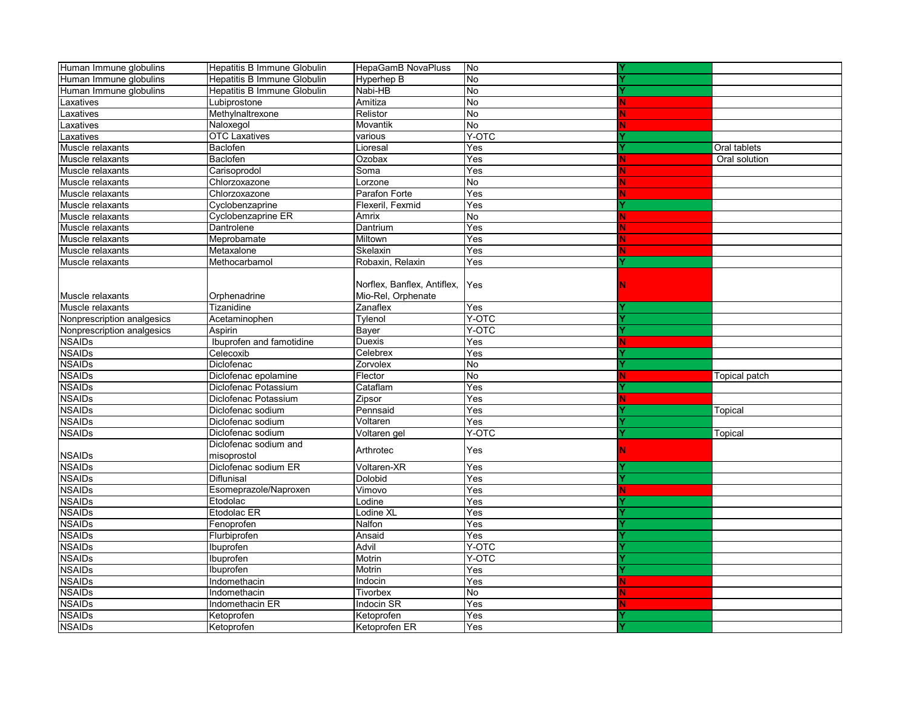| | | | | | |
|---|---|---|---|---|---|
| Human Immune globulins | Hepatitis B Immune Globulin | HepaGamB NovaPluss | No | Y | |
| Human Immune globulins | Hepatitis B Immune Globulin | Hyperhep B | No | Y | |
| Human Immune globulins | Hepatitis B Immune Globulin | Nabi-HB | No | Y | |
| Laxatives | Lubiprostone | Amitiza | No | N | |
| Laxatives | Methylnaltrexone | Relistor | No | N | |
| Laxatives | Naloxegol | Movantik | No | N | |
| Laxatives | OTC Laxatives | various | Y-OTC | Y | |
| Muscle relaxants | Baclofen | Lioresal | Yes | Y | Oral tablets |
| Muscle relaxants | Baclofen | Ozobax | Yes | N | Oral solution |
| Muscle relaxants | Carisoprodol | Soma | Yes | N | |
| Muscle relaxants | Chlorzoxazone | Lorzone | No | N | |
| Muscle relaxants | Chlorzoxazone | Parafon Forte | Yes | N | |
| Muscle relaxants | Cyclobenzaprine | Flexeril, Fexmid | Yes | Y | |
| Muscle relaxants | Cyclobenzaprine ER | Amrix | No | N | |
| Muscle relaxants | Dantrolene | Dantrium | Yes | N | |
| Muscle relaxants | Meprobamate | Miltown | Yes | N | |
| Muscle relaxants | Metaxalone | Skelaxin | Yes | N | |
| Muscle relaxants | Methocarbamol | Robaxin, Relaxin | Yes | Y | |
| Muscle relaxants | Orphenadrine | Norflex, Banflex, Antiflex, Mio-Rel, Orphenate | Yes | N | |
| Muscle relaxants | Tizanidine | Zanaflex | Yes | Y | |
| Nonprescription analgesics | Acetaminophen | Tylenol | Y-OTC | Y | |
| Nonprescription analgesics | Aspirin | Bayer | Y-OTC | Y | |
| NSAIDs | Ibuprofen and famotidine | Duexis | Yes | N | |
| NSAIDs | Celecoxib | Celebrex | Yes | Y | |
| NSAIDs | Diclofenac | Zorvolex | No | Y | |
| NSAIDs | Diclofenac epolamine | Flector | No | N | Topical patch |
| NSAIDs | Diclofenac Potassium | Cataflam | Yes | Y | |
| NSAIDs | Diclofenac Potassium | Zipsor | Yes | N | |
| NSAIDs | Diclofenac sodium | Pennsaid | Yes | Y | Topical |
| NSAIDs | Diclofenac sodium | Voltaren | Yes | Y | |
| NSAIDs | Diclofenac sodium | Voltaren gel | Y-OTC | Y | Topical |
| NSAIDs | Diclofenac sodium and misoprostol | Arthrotec | Yes | N | |
| NSAIDs | Diclofenac sodium ER | Voltaren-XR | Yes | Y | |
| NSAIDs | Diflunisal | Dolobid | Yes | Y | |
| NSAIDs | Esomeprazole/Naproxen | Vimovo | Yes | N | |
| NSAIDs | Etodolac | Lodine | Yes | Y | |
| NSAIDs | Etodolac ER | Lodine XL | Yes | Y | |
| NSAIDs | Fenoprofen | Nalfon | Yes | Y | |
| NSAIDs | Flurbiprofen | Ansaid | Yes | Y | |
| NSAIDs | Ibuprofen | Advil | Y-OTC | Y | |
| NSAIDs | Ibuprofen | Motrin | Y-OTC | Y | |
| NSAIDs | Ibuprofen | Motrin | Yes | Y | |
| NSAIDs | Indomethacin | Indocin | Yes | N | |
| NSAIDs | Indomethacin | Tivorbex | No | N | |
| NSAIDs | Indomethacin ER | Indocin SR | Yes | N | |
| NSAIDs | Ketoprofen | Ketoprofen | Yes | Y | |
| NSAIDs | Ketoprofen | Ketoprofen ER | Yes | Y | |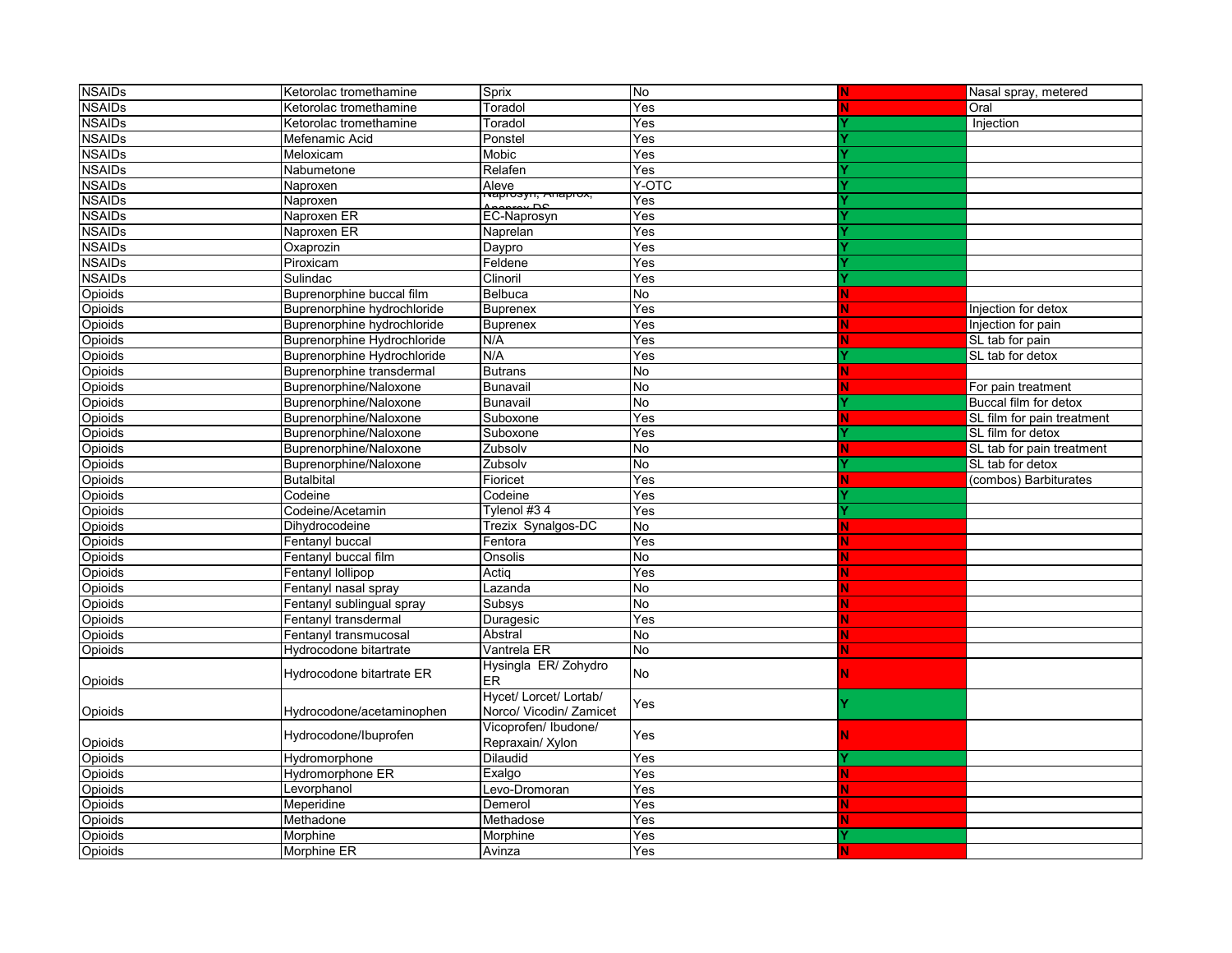| NSAIDs | Ketorolac tromethamine | Sprix | No | N | Nasal spray, metered |
|---|---|---|---|---|---|
| NSAIDs | Ketorolac tromethamine | Toradol | Yes | N | Oral |
| NSAIDs | Ketorolac tromethamine | Toradol | Yes | Y | Injection |
| NSAIDs | Mefenamic Acid | Ponstel | Yes | Y | |
| NSAIDs | Meloxicam | Mobic | Yes | Y | |
| NSAIDs | Nabumetone | Relafen | Yes | Y | |
| NSAIDs | Naproxen | Aleve | Y-OTC | Y | |
| NSAIDs | Naproxen | Naprosyn, Anaprox, Anaprox DS | Yes | Y | |
| NSAIDs | Naproxen ER | EC-Naprosyn | Yes | Y | |
| NSAIDs | Naproxen ER | Naprelan | Yes | Y | |
| NSAIDs | Oxaprozin | Daypro | Yes | Y | |
| NSAIDs | Piroxicam | Feldene | Yes | Y | |
| NSAIDs | Sulindac | Clinoril | Yes | Y | |
| Opioids | Buprenorphine buccal film | Belbuca | No | N | |
| Opioids | Buprenorphine hydrochloride | Buprenex | Yes | N | Injection for detox |
| Opioids | Buprenorphine hydrochloride | Buprenex | Yes | N | Injection for pain |
| Opioids | Buprenorphine Hydrochloride | N/A | Yes | N | SL tab for pain |
| Opioids | Buprenorphine Hydrochloride | N/A | Yes | Y | SL tab for detox |
| Opioids | Buprenorphine transdermal | Butrans | No | N | |
| Opioids | Buprenorphine/Naloxone | Bunavail | No | N | For pain treatment |
| Opioids | Buprenorphine/Naloxone | Bunavail | No | Y | Buccal film for detox |
| Opioids | Buprenorphine/Naloxone | Suboxone | Yes | N | SL film for pain treatment |
| Opioids | Buprenorphine/Naloxone | Suboxone | Yes | Y | SL film for detox |
| Opioids | Buprenorphine/Naloxone | Zubsolv | No | N | SL tab for pain treatment |
| Opioids | Buprenorphine/Naloxone | Zubsolv | No | Y | SL tab for detox |
| Opioids | Butalbital | Fioricet | Yes | N | (combos) Barbiturates |
| Opioids | Codeine | Codeine | Yes | Y | |
| Opioids | Codeine/Acetamin | Tylenol #3 4 | Yes | Y | |
| Opioids | Dihydrocodeine | Trezix Synalgos-DC | No | N | |
| Opioids | Fentanyl buccal | Fentora | Yes | N | |
| Opioids | Fentanyl buccal film | Onsolis | No | N | |
| Opioids | Fentanyl lollipop | Actiq | Yes | N | |
| Opioids | Fentanyl nasal spray | Lazanda | No | N | |
| Opioids | Fentanyl sublingual spray | Subsys | No | N | |
| Opioids | Fentanyl transdermal | Duragesic | Yes | N | |
| Opioids | Fentanyl transmucosal | Abstral | No | N | |
| Opioids | Hydrocodone bitartrate | Vantrela ER | No | N | |
| Opioids | Hydrocodone bitartrate ER | Hysingla ER/ Zohydro ER | No | N | |
| Opioids | Hydrocodone/acetaminophen | Hycet/ Lorcet/ Lortab/ Norco/ Vicodin/ Zamicet | Yes | Y | |
| Opioids | Hydrocodone/Ibuprofen | Vicoprofen/ Ibudone/ Repraxain/ Xylon | Yes | N | |
| Opioids | Hydromorphone | Dilaudid | Yes | Y | |
| Opioids | Hydromorphone ER | Exalgo | Yes | N | |
| Opioids | Levorphanol | Levo-Dromoran | Yes | N | |
| Opioids | Meperidine | Demerol | Yes | N | |
| Opioids | Methadone | Methadose | Yes | N | |
| Opioids | Morphine | Morphine | Yes | Y | |
| Opioids | Morphine ER | Avinza | Yes | N | |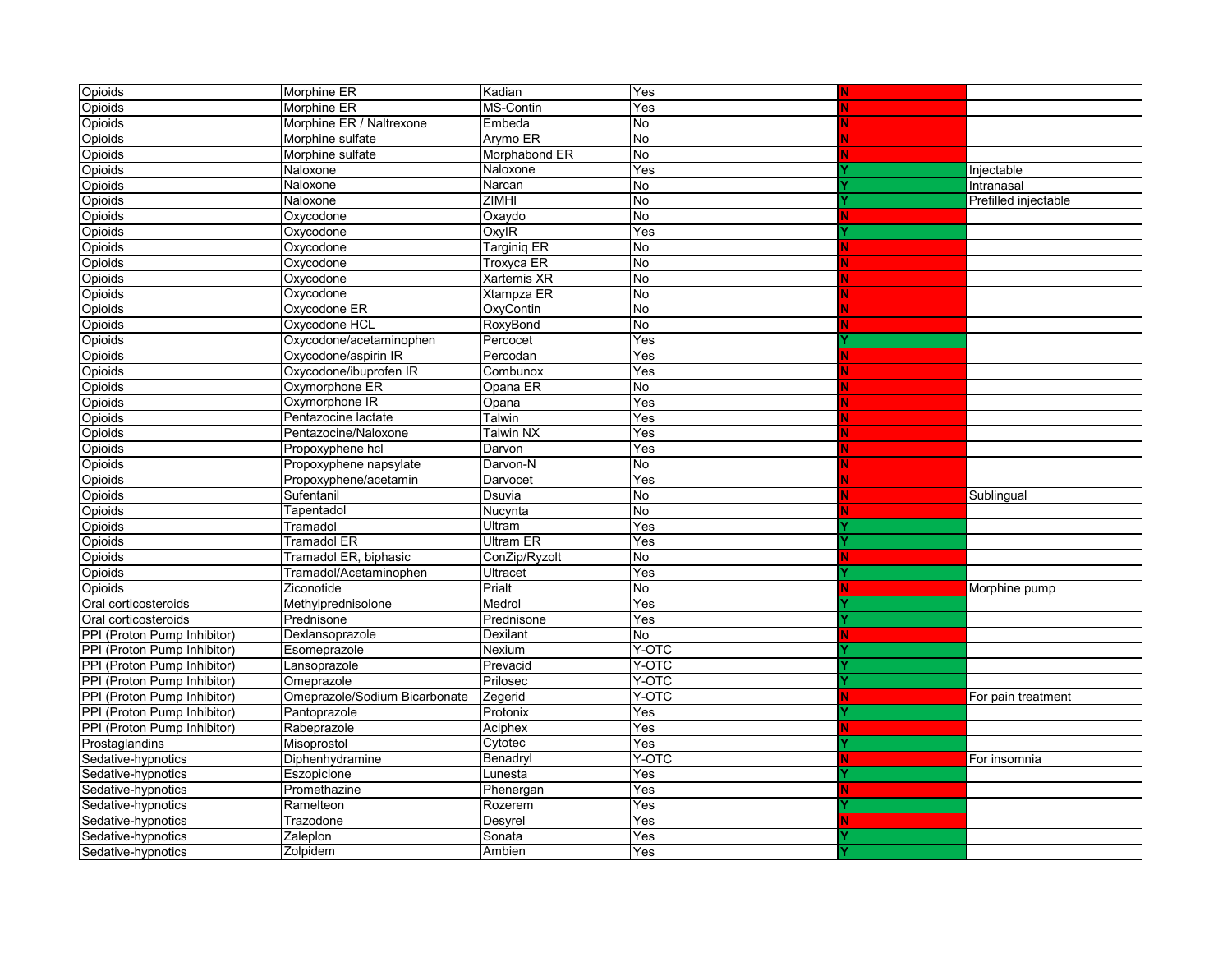| | | | | | |
|---|---|---|---|---|---|
| Opioids | Morphine ER | Kadian | Yes | N | |
| Opioids | Morphine ER | MS-Contin | Yes | N | |
| Opioids | Morphine ER / Naltrexone | Embeda | No | N | |
| Opioids | Morphine sulfate | Arymo ER | No | N | |
| Opioids | Morphine sulfate | Morphabond ER | No | N | |
| Opioids | Naloxone | Naloxone | Yes | Y | Injectable |
| Opioids | Naloxone | Narcan | No | Y | Intranasal |
| Opioids | Naloxone | ZIMHI | No | Y | Prefilled injectable |
| Opioids | Oxycodone | Oxaydo | No | N | |
| Opioids | Oxycodone | OxyIR | Yes | Y | |
| Opioids | Oxycodone | Targiniq ER | No | N | |
| Opioids | Oxycodone | Troxyca ER | No | N | |
| Opioids | Oxycodone | Xartemis XR | No | N | |
| Opioids | Oxycodone | Xtampza ER | No | N | |
| Opioids | Oxycodone ER | OxyContin | No | N | |
| Opioids | Oxycodone HCL | RoxyBond | No | N | |
| Opioids | Oxycodone/acetaminophen | Percocet | Yes | Y | |
| Opioids | Oxycodone/aspirin IR | Percodan | Yes | N | |
| Opioids | Oxycodone/ibuprofen IR | Combunox | Yes | N | |
| Opioids | Oxymorphone ER | Opana ER | No | N | |
| Opioids | Oxymorphone IR | Opana | Yes | N | |
| Opioids | Pentazocine lactate | Talwin | Yes | N | |
| Opioids | Pentazocine/Naloxone | Talwin NX | Yes | N | |
| Opioids | Propoxyphene hcl | Darvon | Yes | N | |
| Opioids | Propoxyphene napsylate | Darvon-N | No | N | |
| Opioids | Propoxyphene/acetamin | Darvocet | Yes | N | |
| Opioids | Sufentanil | Dsuvia | No | N | Sublingual |
| Opioids | Tapentadol | Nucynta | No | N | |
| Opioids | Tramadol | Ultram | Yes | Y | |
| Opioids | Tramadol ER | Ultram ER | Yes | Y | |
| Opioids | Tramadol ER, biphasic | ConZip/Ryzolt | No | N | |
| Opioids | Tramadol/Acetaminophen | Ultracet | Yes | Y | |
| Opioids | Ziconotide | Prialt | No | N | Morphine pump |
| Oral corticosteroids | Methylprednisolone | Medrol | Yes | Y | |
| Oral corticosteroids | Prednisone | Prednisone | Yes | Y | |
| PPI (Proton Pump Inhibitor) | Dexlansoprazole | Dexilant | No | N | |
| PPI (Proton Pump Inhibitor) | Esomeprazole | Nexium | Y-OTC | Y | |
| PPI (Proton Pump Inhibitor) | Lansoprazole | Prevacid | Y-OTC | Y | |
| PPI (Proton Pump Inhibitor) | Omeprazole | Prilosec | Y-OTC | Y | |
| PPI (Proton Pump Inhibitor) | Omeprazole/Sodium Bicarbonate | Zegerid | Y-OTC | N | For pain treatment |
| PPI (Proton Pump Inhibitor) | Pantoprazole | Protonix | Yes | Y | |
| PPI (Proton Pump Inhibitor) | Rabeprazole | Aciphex | Yes | N | |
| Prostaglandins | Misoprostol | Cytotec | Yes | Y | |
| Sedative-hypnotics | Diphenhydramine | Benadryl | Y-OTC | N | For insomnia |
| Sedative-hypnotics | Eszopiclone | Lunesta | Yes | Y | |
| Sedative-hypnotics | Promethazine | Phenergan | Yes | N | |
| Sedative-hypnotics | Ramelteon | Rozerem | Yes | Y | |
| Sedative-hypnotics | Trazodone | Desyrel | Yes | N | |
| Sedative-hypnotics | Zaleplon | Sonata | Yes | Y | |
| Sedative-hypnotics | Zolpidem | Ambien | Yes | Y | |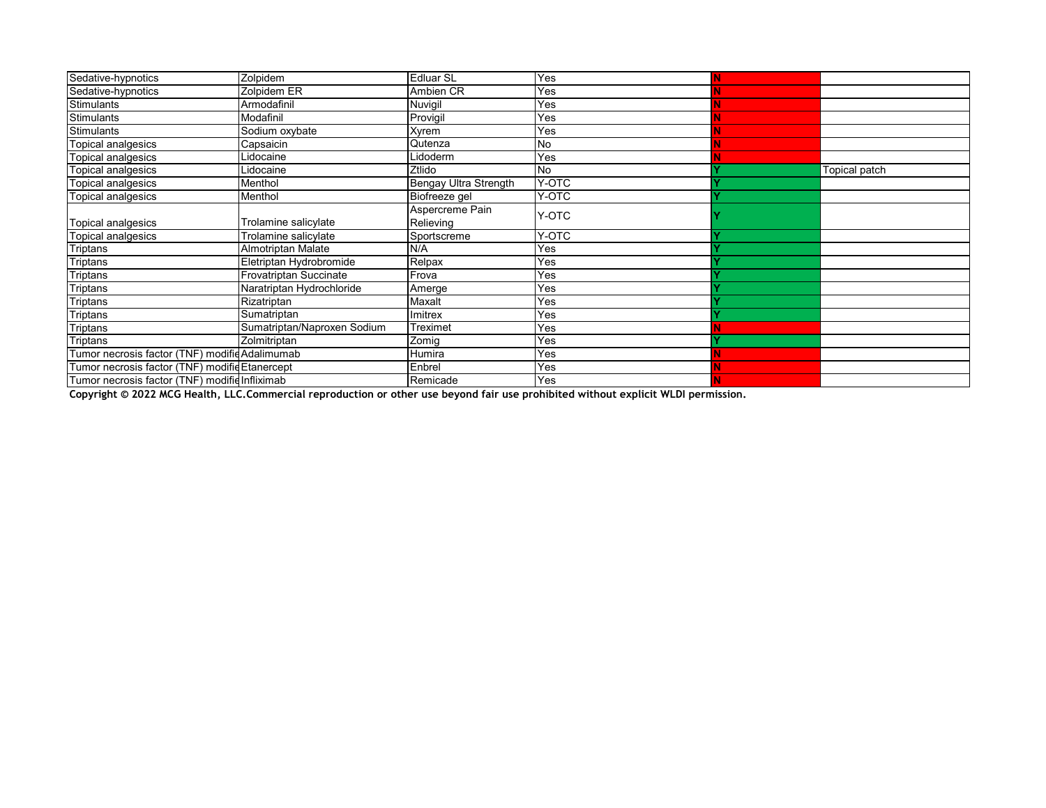| | | | | | |
|---|---|---|---|---|---|
| Sedative-hypnotics | Zolpidem | Edluar SL | Yes | N | |
| Sedative-hypnotics | Zolpidem ER | Ambien CR | Yes | N | |
| Stimulants | Armodafinil | Nuvigil | Yes | N | |
| Stimulants | Modafinil | Provigil | Yes | N | |
| Stimulants | Sodium oxybate | Xyrem | Yes | N | |
| Topical analgesics | Capsaicin | Qutenza | No | N | |
| Topical analgesics | Lidocaine | Lidoderm | Yes | N | |
| Topical analgesics | Lidocaine | Ztlido | No | Y | Topical patch |
| Topical analgesics | Menthol | Bengay Ultra Strength | Y-OTC | Y | |
| Topical analgesics | Menthol | Biofreeze gel | Y-OTC | Y | |
| Topical analgesics | Trolamine salicylate | Aspercreme Pain Relieving | Y-OTC | Y | |
| Topical analgesics | Trolamine salicylate | Sportscreme | Y-OTC | Y | |
| Triptans | Almotriptan Malate | N/A | Yes | Y | |
| Triptans | Eletriptan Hydrobromide | Relpax | Yes | Y | |
| Triptans | Frovatriptan Succinate | Frova | Yes | Y | |
| Triptans | Naratriptan Hydrochloride | Amerge | Yes | Y | |
| Triptans | Rizatriptan | Maxalt | Yes | Y | |
| Triptans | Sumatriptan | Imitrex | Yes | Y | |
| Triptans | Sumatriptan/Naproxen Sodium | Treximet | Yes | N | |
| Triptans | Zolmitriptan | Zomig | Yes | Y | |
| Tumor necrosis factor (TNF) modifie | Adalimumab | Humira | Yes | N | |
| Tumor necrosis factor (TNF) modifie | Etanercept | Enbrel | Yes | N | |
| Tumor necrosis factor (TNF) modifie | Infliximab | Remicade | Yes | N | |

**Copyright © 2022 MCG Health, LLC.Commercial reproduction or other use beyond fair use prohibited without explicit WLDI permission.**